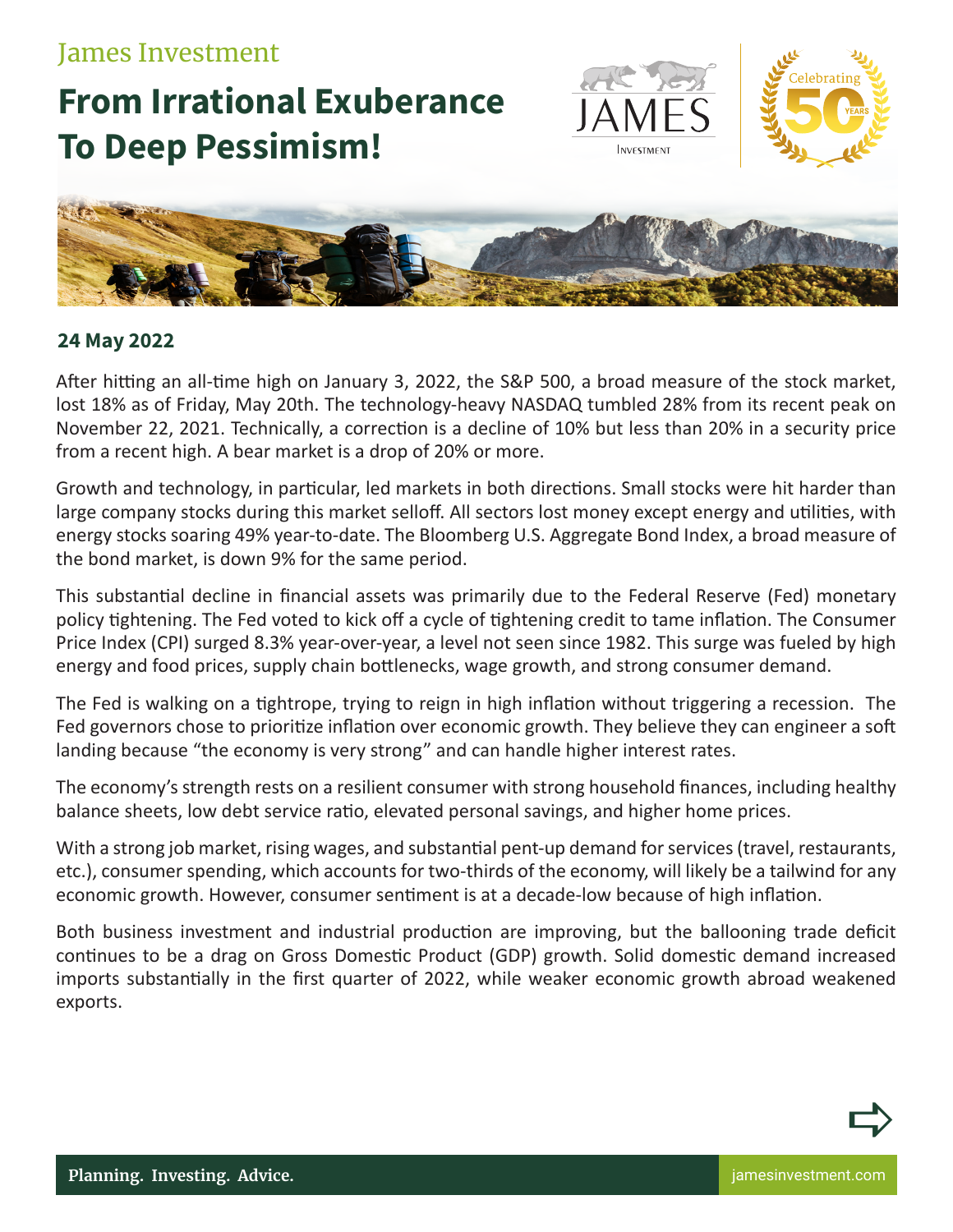James Investment

# From Irrational Exuberance To Deep Pessimism!

**24 May 2022**

After hitting an all-time high on January 3, 2022, the S&P 500, a broad measure of the stock market, lost 18% as of Friday, May 20th. The technology-heavy NASDAQ tumbled 28% from its recent peak on November 22, 2021. Technically, a correction is a decline of 10% but less than 20% in a security price from a recent high. A bear market is a drop of 20% or more.

Growth and technology, in particular, led markets in both directions. Small stocks were hit harder than large company stocks during this market selloff. All sectors lost money except energy and utilities, with energy stocks soaring 49% year-to-date. The Bloomberg U.S. Aggregate Bond Index, a broad measure of the bond market, is down 9% for the same period.

This substantial decline in financial assets was primarily due to the Federal Reserve (Fed) monetary policy tightening. The Fed voted to kick off a cycle of tightening credit to tame inflation. The Consumer Price Index (CPI) surged 8.3% year-over-year, a level not seen since 1982. This surge was fueled by high energy and food prices, supply chain bottlenecks, wage growth, and strong consumer demand.

The Fed is walking on a tightrope, trying to reign in high inflation without triggering a recession. The Fed governors chose to prioritize inflation over economic growth. They believe they can engineer a soft landing because "the economy is very strong" and can handle higher interest rates.

The economy's strength rests on a resilient consumer with strong household finances, including healthy balance sheets, low debt service ratio, elevated personal savings, and higher home prices.

With a strong job market, rising wages, and substantial pent-up demand for services (travel, restaurants, etc.), consumer spending, which accounts for two-thirds of the economy, will likely be a tailwind for any economic growth. However, consumer sentiment is at a decade-low because of high inflation.

Both business investment and industrial production are improving, but the ballooning trade deficit continues to be a drag on Gross Domestic Product (GDP) growth. Solid domestic demand increased imports substantially in the first quarter of 2022, while weaker economic growth abroad weakened exports.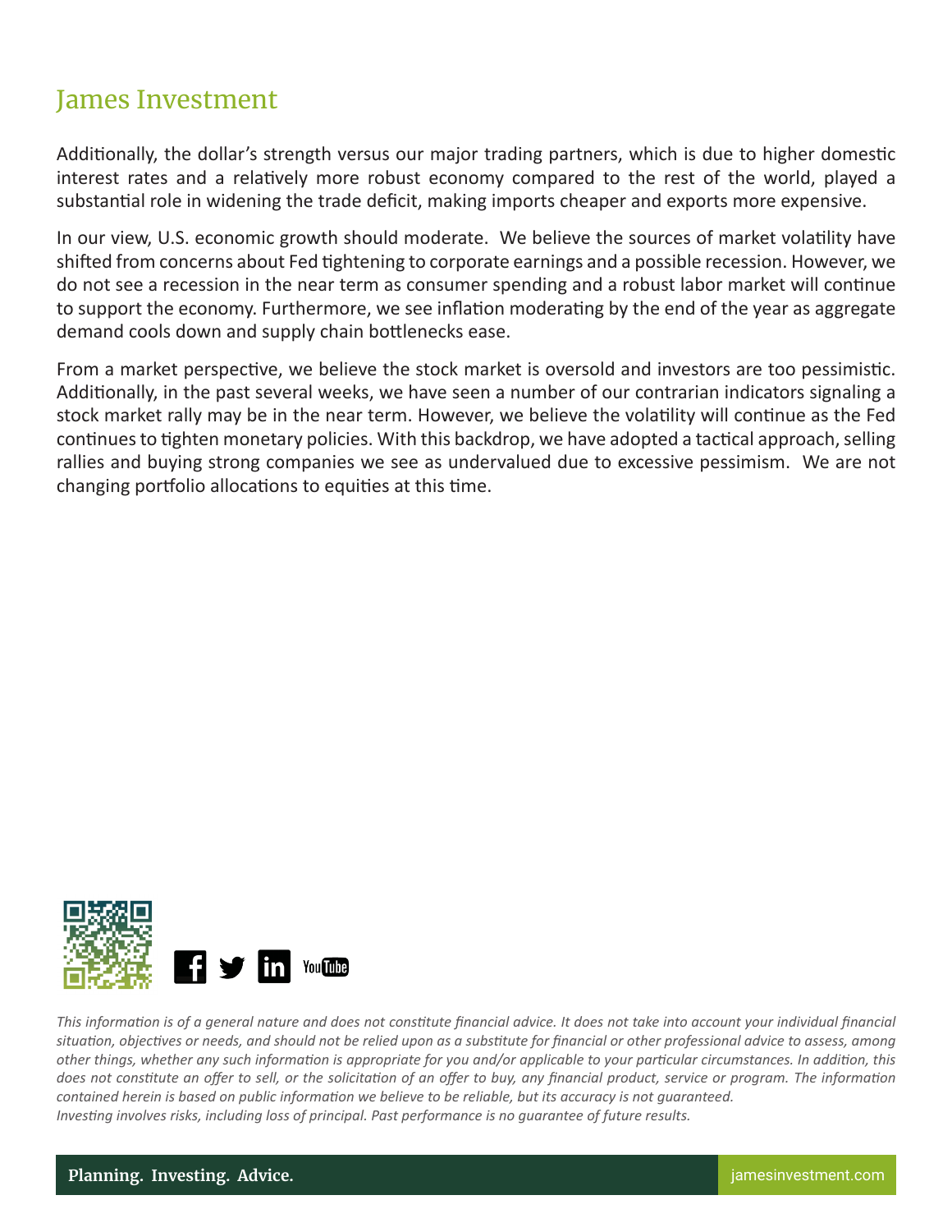Additionally, the dollar's strength versus our major trading partners, which is due to higher domestic interest rates and a relatively more robust economy compared to the rest of the world, played a substantial role in widening the trade deficit, making imports cheaper and exports more expensive.

In our view, U.S. economic growth should moderate. We believe the sources of market volatility have shifted from concerns about Fed tightening to corporate earnings and a possible recession. However, we do not see a recession in the near term as consumer spending and a robust labor market will continue to support the economy. Furthermore, we see inflation moderating by the end of the year as aggregate demand cools down and supply chain bottlenecks ease.

From a market perspective, we believe the stock market is oversold and investors are too pessimistic. Additionally, in the past several weeks, we have seen a number of our contrarian indicators signaling a stock market rally may be in the near term. However, we believe the volatility will continue as the Fed continues to tighten monetary policies. With this backdrop, we have adopted a tactical approach, selling rallies and buying strong companies we see as undervalued due to excessive pessimism. We are not changing portfolio allocations to equities at this time.

*This information is of a general nature and does not constitute financial advice. It does not take into account your individual financial situation, objectives or needs, and should not be relied upon as a substitute for financial or other professional advice to assess, among other things, whether any such information is appropriate for you and/or applicable to your particular circumstances. In addition, this does not constitute an offer to sell, or the solicitation of an offer to buy, any financial product, service or program. The information contained herein is based on public information we believe to be reliable, but its accuracy is not guaranteed.*
*Investing involves risks, including loss of principal. Past performance is no guarantee of future results.*

**Planning. Investing. Advice.** jamesinvestment.com